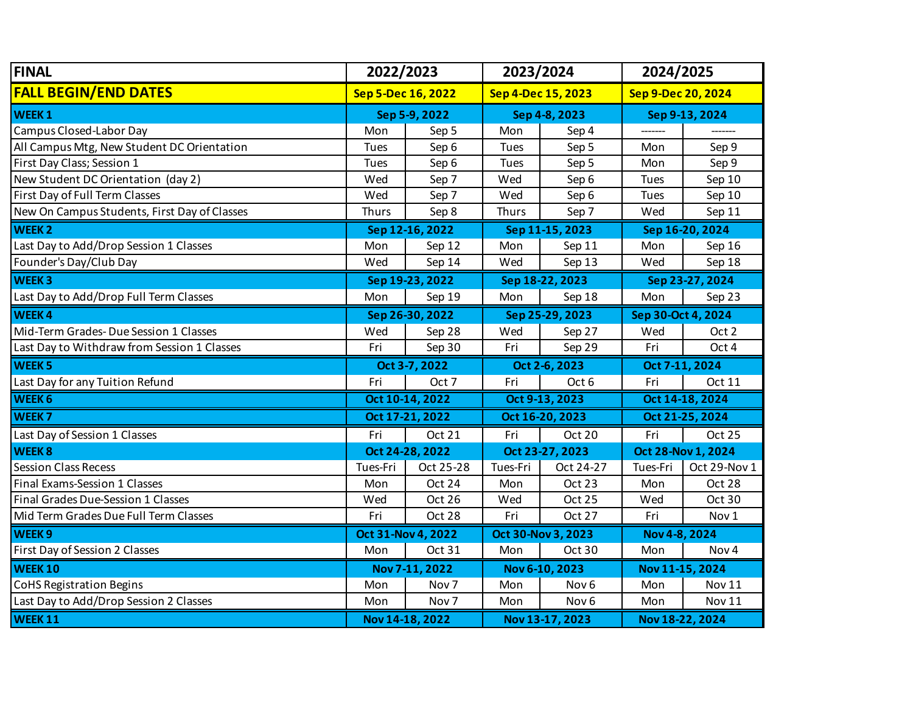| FINAL | 2022/2023 | | 2023/2024 | | 2024/2025 | |
|---|---|---|---|---|---|---|
| **FALL BEGIN/END DATES** | **Sep 5-Dec 16, 2022** | | **Sep 4-Dec 15, 2023** | | **Sep 9-Dec 20, 2024** | |
| **WEEK 1** | **Sep 5-9, 2022** | | **Sep 4-8, 2023** | | **Sep 9-13, 2024** | |
| Campus Closed-Labor Day | Mon | Sep 5 | Mon | Sep 4 | ------- | ------- |
| All Campus Mtg, New Student DC Orientation | Tues | Sep 6 | Tues | Sep 5 | Mon | Sep 9 |
| First Day Class; Session 1 | Tues | Sep 6 | Tues | Sep 5 | Mon | Sep 9 |
| New Student DC Orientation (day 2) | Wed | Sep 7 | Wed | Sep 6 | Tues | Sep 10 |
| First Day of Full Term Classes | Wed | Sep 7 | Wed | Sep 6 | Tues | Sep 10 |
| New On Campus Students, First Day of Classes | Thurs | Sep 8 | Thurs | Sep 7 | Wed | Sep 11 |
| **WEEK 2** | **Sep 12-16, 2022** | | **Sep 11-15, 2023** | | **Sep 16-20, 2024** | |
| Last Day to Add/Drop Session 1 Classes | Mon | Sep 12 | Mon | Sep 11 | Mon | Sep 16 |
| Founder's Day/Club Day | Wed | Sep 14 | Wed | Sep 13 | Wed | Sep 18 |
| **WEEK 3** | **Sep 19-23, 2022** | | **Sep 18-22, 2023** | | **Sep 23-27, 2024** | |
| Last Day to Add/Drop Full Term Classes | Mon | Sep 19 | Mon | Sep 18 | Mon | Sep 23 |
| **WEEK 4** | **Sep 26-30, 2022** | | **Sep 25-29, 2023** | | **Sep 30-Oct 4, 2024** | |
| Mid-Term Grades- Due Session 1 Classes | Wed | Sep 28 | Wed | Sep 27 | Wed | Oct 2 |
| Last Day to Withdraw from Session 1 Classes | Fri | Sep 30 | Fri | Sep 29 | Fri | Oct 4 |
| **WEEK 5** | **Oct 3-7, 2022** | | **Oct 2-6, 2023** | | **Oct 7-11, 2024** | |
| Last Day for any Tuition Refund | Fri | Oct 7 | Fri | Oct 6 | Fri | Oct 11 |
| **WEEK 6** | **Oct 10-14, 2022** | | **Oct 9-13, 2023** | | **Oct 14-18, 2024** | |
| **WEEK 7** | **Oct 17-21, 2022** | | **Oct 16-20, 2023** | | **Oct 21-25, 2024** | |
| Last Day of Session 1 Classes | Fri | Oct 21 | Fri | Oct 20 | Fri | Oct 25 |
| **WEEK 8** | **Oct 24-28, 2022** | | **Oct 23-27, 2023** | | **Oct 28-Nov 1, 2024** | |
| Session Class Recess | Tues-Fri | Oct 25-28 | Tues-Fri | Oct 24-27 | Tues-Fri | Oct 29-Nov 1 |
| Final Exams-Session 1 Classes | Mon | Oct 24 | Mon | Oct 23 | Mon | Oct 28 |
| Final Grades Due-Session 1 Classes | Wed | Oct 26 | Wed | Oct 25 | Wed | Oct 30 |
| Mid Term Grades Due Full Term Classes | Fri | Oct 28 | Fri | Oct 27 | Fri | Nov 1 |
| **WEEK 9** | **Oct 31-Nov 4, 2022** | | **Oct 30-Nov 3, 2023** | | **Nov 4-8, 2024** | |
| First Day of Session 2 Classes | Mon | Oct 31 | Mon | Oct 30 | Mon | Nov 4 |
| **WEEK 10** | **Nov 7-11, 2022** | | **Nov 6-10, 2023** | | **Nov 11-15, 2024** | |
| CoHS Registration Begins | Mon | Nov 7 | Mon | Nov 6 | Mon | Nov 11 |
| Last Day to Add/Drop Session 2 Classes | Mon | Nov 7 | Mon | Nov 6 | Mon | Nov 11 |
| **WEEK 11** | **Nov 14-18, 2022** | | **Nov 13-17, 2023** | | **Nov 18-22, 2024** | |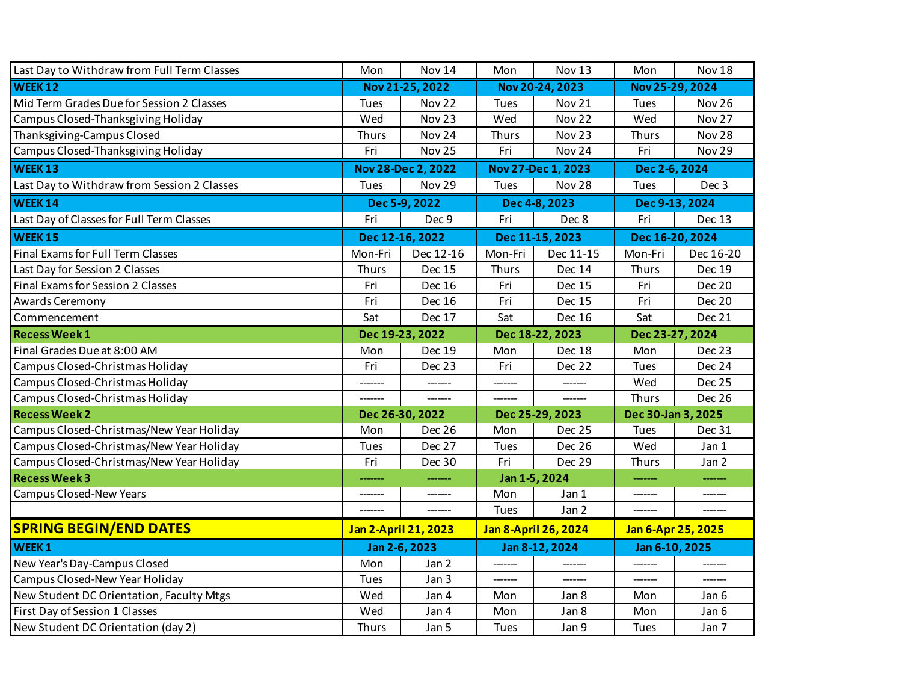| | | | | | | |
|---|---|---|---|---|---|---|
| Last Day to Withdraw from Full Term Classes | Mon | Nov 14 | Mon | Nov 13 | Mon | Nov 18 |
| **WEEK 12** | **Nov 21-25, 2022** | | **Nov 20-24, 2023** | | **Nov 25-29, 2024** | |
| Mid Term Grades Due for Session 2 Classes | Tues | Nov 22 | Tues | Nov 21 | Tues | Nov 26 |
| Campus Closed-Thanksgiving Holiday | Wed | Nov 23 | Wed | Nov 22 | Wed | Nov 27 |
| Thanksgiving-Campus Closed | Thurs | Nov 24 | Thurs | Nov 23 | Thurs | Nov 28 |
| Campus Closed-Thanksgiving Holiday | Fri | Nov 25 | Fri | Nov 24 | Fri | Nov 29 |
| **WEEK 13** | **Nov 28-Dec 2, 2022** | | **Nov 27-Dec 1, 2023** | | **Dec 2-6, 2024** | |
| Last Day to Withdraw from Session 2 Classes | Tues | Nov 29 | Tues | Nov 28 | Tues | Dec 3 |
| **WEEK 14** | **Dec 5-9, 2022** | | **Dec 4-8, 2023** | | **Dec 9-13, 2024** | |
| Last Day of Classes for Full Term Classes | Fri | Dec 9 | Fri | Dec 8 | Fri | Dec 13 |
| **WEEK 15** | **Dec 12-16, 2022** | | **Dec 11-15, 2023** | | **Dec 16-20, 2024** | |
| Final Exams for Full Term Classes | Mon-Fri | Dec 12-16 | Mon-Fri | Dec 11-15 | Mon-Fri | Dec 16-20 |
| Last Day for Session 2 Classes | Thurs | Dec 15 | Thurs | Dec 14 | Thurs | Dec 19 |
| Final Exams for Session 2 Classes | Fri | Dec 16 | Fri | Dec 15 | Fri | Dec 20 |
| Awards Ceremony | Fri | Dec 16 | Fri | Dec 15 | Fri | Dec 20 |
| Commencement | Sat | Dec 17 | Sat | Dec 16 | Sat | Dec 21 |
| **Recess Week 1** | **Dec 19-23, 2022** | | **Dec 18-22, 2023** | | **Dec 23-27, 2024** | |
| Final Grades Due at 8:00 AM | Mon | Dec 19 | Mon | Dec 18 | Mon | Dec 23 |
| Campus Closed-Christmas Holiday | Fri | Dec 23 | Fri | Dec 22 | Tues | Dec 24 |
| Campus Closed-Christmas Holiday | ------- | ------- | ------- | ------- | Wed | Dec 25 |
| Campus Closed-Christmas Holiday | ------- | ------- | ------- | ------- | Thurs | Dec 26 |
| **Recess Week 2** | **Dec 26-30, 2022** | | **Dec 25-29, 2023** | | **Dec 30-Jan 3, 2025** | |
| Campus Closed-Christmas/New Year Holiday | Mon | Dec 26 | Mon | Dec 25 | Tues | Dec 31 |
| Campus Closed-Christmas/New Year Holiday | Tues | Dec 27 | Tues | Dec 26 | Wed | Jan 1 |
| Campus Closed-Christmas/New Year Holiday | Fri | Dec 30 | Fri | Dec 29 | Thurs | Jan 2 |
| **Recess Week 3** | ------- | ------- | **Jan 1-5, 2024** | | ------- | ------- |
| Campus Closed-New Years | ------- | ------- | Mon | Jan 1 | ------- | ------- |
| | ------- | ------- | Tues | Jan 2 | ------- | ------- |
| **SPRING BEGIN/END DATES** | **Jan 2-April 21, 2023** | | **Jan 8-April 26, 2024** | | **Jan 6-Apr 25, 2025** | |
| **WEEK 1** | **Jan 2-6, 2023** | | **Jan 8-12, 2024** | | **Jan 6-10, 2025** | |
| New Year's Day-Campus Closed | Mon | Jan 2 | ------- | ------- | ------- | ------- |
| Campus Closed-New Year Holiday | Tues | Jan 3 | ------- | ------- | ------- | ------- |
| New Student DC Orientation, Faculty Mtgs | Wed | Jan 4 | Mon | Jan 8 | Mon | Jan 6 |
| First Day of Session 1 Classes | Wed | Jan 4 | Mon | Jan 8 | Mon | Jan 6 |
| New Student DC Orientation (day 2) | Thurs | Jan 5 | Tues | Jan 9 | Tues | Jan 7 |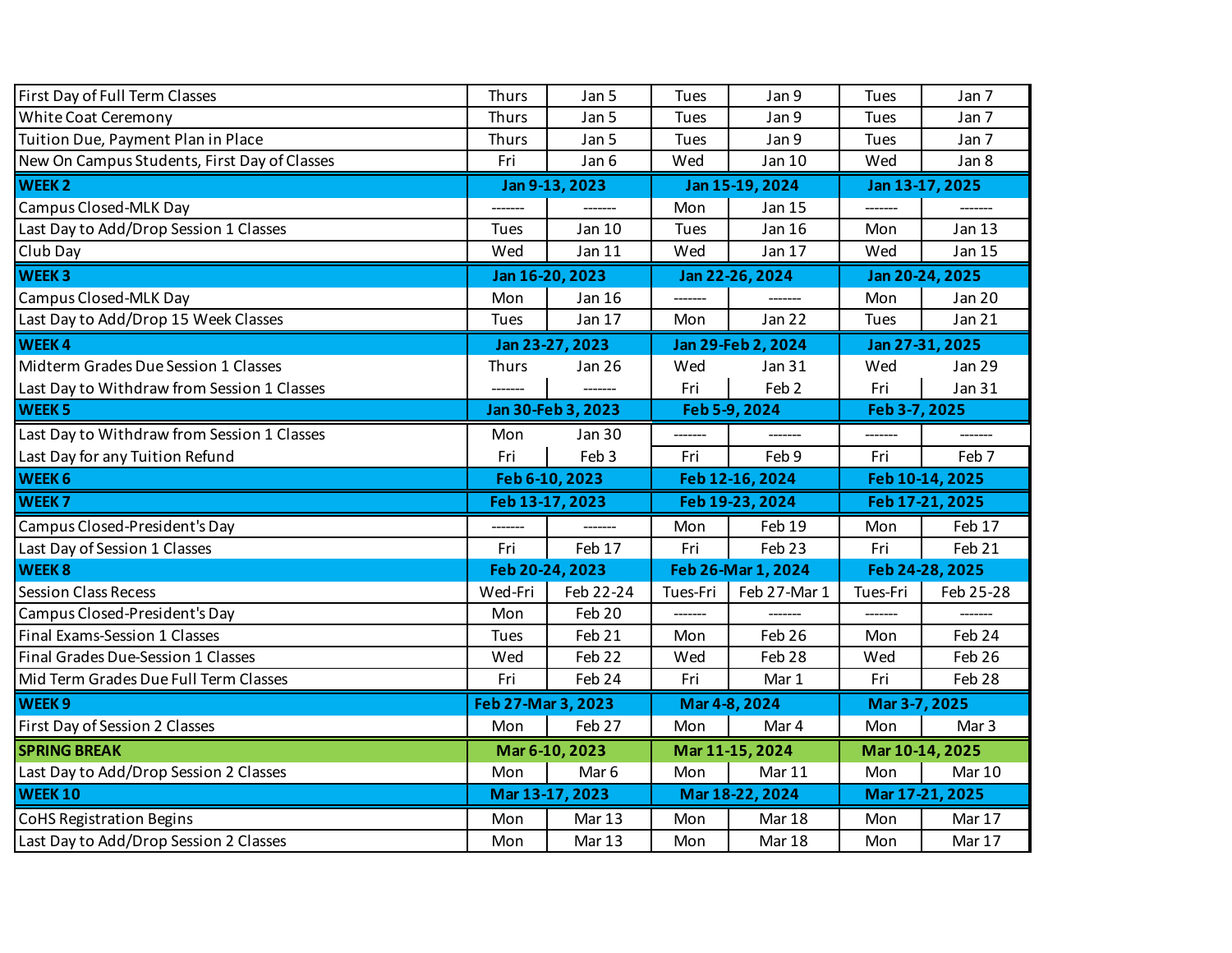| | | | | | | |
|---|---|---|---|---|---|---|
| First Day of Full Term Classes | Thurs | Jan 5 | Tues | Jan 9 | Tues | Jan 7 |
| White Coat Ceremony | Thurs | Jan 5 | Tues | Jan 9 | Tues | Jan 7 |
| Tuition Due, Payment Plan in Place | Thurs | Jan 5 | Tues | Jan 9 | Tues | Jan 7 |
| New On Campus Students, First Day of Classes | Fri | Jan 6 | Wed | Jan 10 | Wed | Jan 8 |
| **WEEK 2** | **Jan 9-13, 2023** | | **Jan 15-19, 2024** | | **Jan 13-17, 2025** | |
| Campus Closed-MLK Day | ------- | ------- | Mon | Jan 15 | ------- | ------- |
| Last Day to Add/Drop Session 1 Classes | Tues | Jan 10 | Tues | Jan 16 | Mon | Jan 13 |
| Club Day | Wed | Jan 11 | Wed | Jan 17 | Wed | Jan 15 |
| **WEEK 3** | **Jan 16-20, 2023** | | **Jan 22-26, 2024** | | **Jan 20-24, 2025** | |
| Campus Closed-MLK Day | Mon | Jan 16 | ------- | ------- | Mon | Jan 20 |
| Last Day to Add/Drop 15 Week Classes | Tues | Jan 17 | Mon | Jan 22 | Tues | Jan 21 |
| **WEEK 4** | **Jan 23-27, 2023** | | **Jan 29-Feb 2, 2024** | | **Jan 27-31, 2025** | |
| Midterm Grades Due Session 1 Classes | Thurs | Jan 26 | Wed | Jan 31 | Wed | Jan 29 |
| Last Day to Withdraw from Session 1 Classes | ------- | ------- | Fri | Feb 2 | Fri | Jan 31 |
| **WEEK 5** | **Jan 30-Feb 3, 2023** | | **Feb 5-9, 2024** | | **Feb 3-7, 2025** | |
| Last Day to Withdraw from Session 1 Classes | Mon | Jan 30 | ------- | ------- | ------- | ------- |
| Last Day for any Tuition Refund | Fri | Feb 3 | Fri | Feb 9 | Fri | Feb 7 |
| **WEEK 6** | **Feb 6-10, 2023** | | **Feb 12-16, 2024** | | **Feb 10-14, 2025** | |
| **WEEK 7** | **Feb 13-17, 2023** | | **Feb 19-23, 2024** | | **Feb 17-21, 2025** | |
| Campus Closed-President's Day | ------- | ------- | Mon | Feb 19 | Mon | Feb 17 |
| Last Day of Session 1 Classes | Fri | Feb 17 | Fri | Feb 23 | Fri | Feb 21 |
| **WEEK 8** | **Feb 20-24, 2023** | | **Feb 26-Mar 1, 2024** | | **Feb 24-28, 2025** | |
| Session Class Recess | Wed-Fri | Feb 22-24 | Tues-Fri | Feb 27-Mar 1 | Tues-Fri | Feb 25-28 |
| Campus Closed-President's Day | Mon | Feb 20 | ------- | ------- | ------- | ------- |
| Final Exams-Session 1 Classes | Tues | Feb 21 | Mon | Feb 26 | Mon | Feb 24 |
| Final Grades Due-Session 1 Classes | Wed | Feb 22 | Wed | Feb 28 | Wed | Feb 26 |
| Mid Term Grades Due Full Term Classes | Fri | Feb 24 | Fri | Mar 1 | Fri | Feb 28 |
| **WEEK 9** | **Feb 27-Mar 3, 2023** | | **Mar 4-8, 2024** | | **Mar 3-7, 2025** | |
| First Day of Session 2 Classes | Mon | Feb 27 | Mon | Mar 4 | Mon | Mar 3 |
| **SPRING BREAK** | **Mar 6-10, 2023** | | **Mar 11-15, 2024** | | **Mar 10-14, 2025** | |
| Last Day to Add/Drop Session 2 Classes | Mon | Mar 6 | Mon | Mar 11 | Mon | Mar 10 |
| **WEEK 10** | **Mar 13-17, 2023** | | **Mar 18-22, 2024** | | **Mar 17-21, 2025** | |
| CoHS Registration Begins | Mon | Mar 13 | Mon | Mar 18 | Mon | Mar 17 |
| Last Day to Add/Drop Session 2 Classes | Mon | Mar 13 | Mon | Mar 18 | Mon | Mar 17 |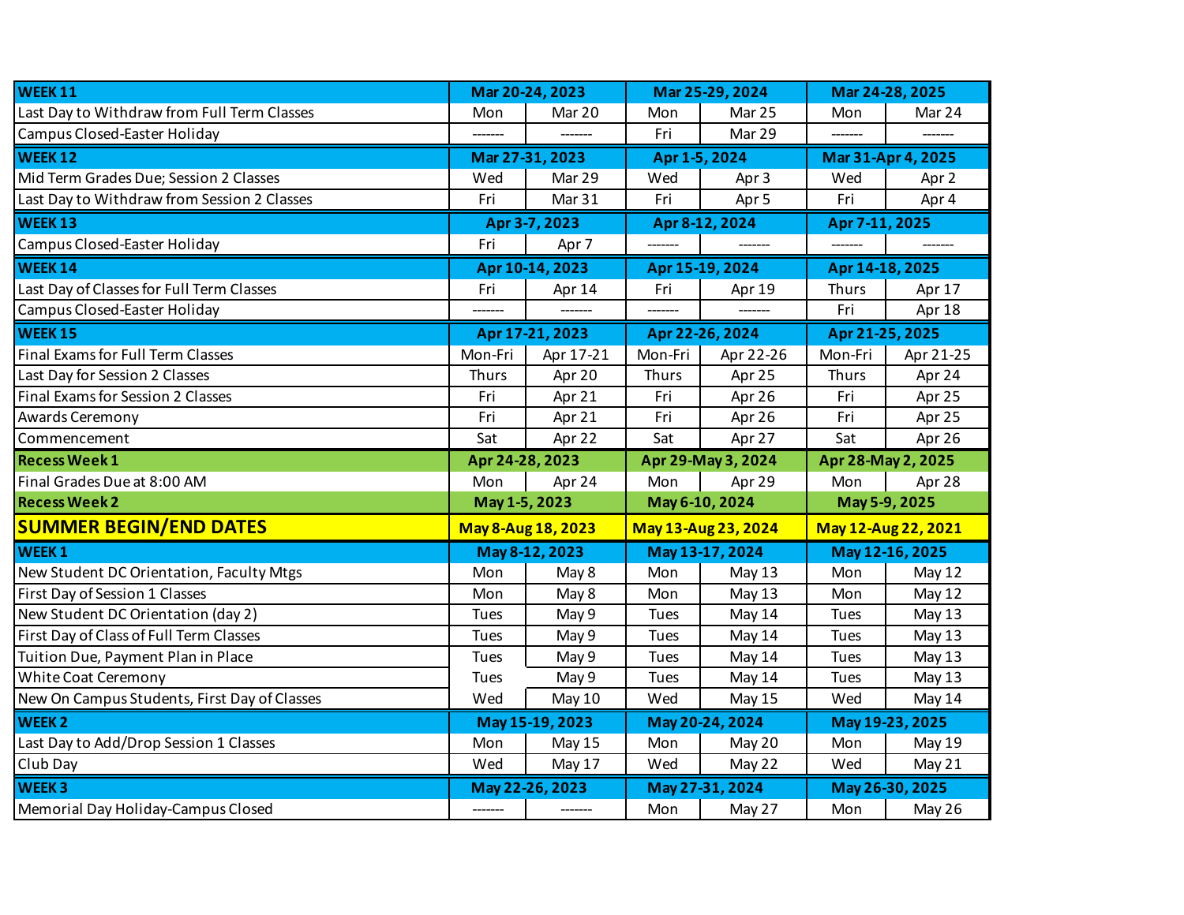| | | | | | | |
|---|---|---|---|---|---|---|
| **WEEK 11** | **Mar 20-24, 2023** | | **Mar 25-29, 2024** | | **Mar 24-28, 2025** | |
| Last Day to Withdraw from Full Term Classes | Mon | Mar 20 | Mon | Mar 25 | Mon | Mar 24 |
| Campus Closed-Easter Holiday | ------- | ------- | Fri | Mar 29 | ------- | ------- |
| **WEEK 12** | **Mar 27-31, 2023** | | **Apr 1-5, 2024** | | **Mar 31-Apr 4, 2025** | |
| Mid Term Grades Due; Session 2 Classes | Wed | Mar 29 | Wed | Apr 3 | Wed | Apr 2 |
| Last Day to Withdraw from Session 2 Classes | Fri | Mar 31 | Fri | Apr 5 | Fri | Apr 4 |
| **WEEK 13** | **Apr 3-7, 2023** | | **Apr 8-12, 2024** | | **Apr 7-11, 2025** | |
| Campus Closed-Easter Holiday | Fri | Apr 7 | ------- | ------- | ------- | ------- |
| **WEEK 14** | **Apr 10-14, 2023** | | **Apr 15-19, 2024** | | **Apr 14-18, 2025** | |
| Last Day of Classes for Full Term Classes | Fri | Apr 14 | Fri | Apr 19 | Thurs | Apr 17 |
| Campus Closed-Easter Holiday | ------- | ------- | ------- | ------- | Fri | Apr 18 |
| **WEEK 15** | **Apr 17-21, 2023** | | **Apr 22-26, 2024** | | **Apr 21-25, 2025** | |
| Final Exams for Full Term Classes | Mon-Fri | Apr 17-21 | Mon-Fri | Apr 22-26 | Mon-Fri | Apr 21-25 |
| Last Day for Session 2 Classes | Thurs | Apr 20 | Thurs | Apr 25 | Thurs | Apr 24 |
| Final Exams for Session 2 Classes | Fri | Apr 21 | Fri | Apr 26 | Fri | Apr 25 |
| Awards Ceremony | Fri | Apr 21 | Fri | Apr 26 | Fri | Apr 25 |
| Commencement | Sat | Apr 22 | Sat | Apr 27 | Sat | Apr 26 |
| **Recess Week 1** | **Apr 24-28, 2023** | | **Apr 29-May 3, 2024** | | **Apr 28-May 2, 2025** | |
| Final Grades Due at 8:00 AM | Mon | Apr 24 | Mon | Apr 29 | Mon | Apr 28 |
| **Recess Week 2** | **May 1-5, 2023** | | **May 6-10, 2024** | | **May 5-9, 2025** | |
| **SUMMER BEGIN/END DATES** | **May 8-Aug 18, 2023** | | **May 13-Aug 23, 2024** | | **May 12-Aug 22, 2021** | |
| **WEEK 1** | **May 8-12, 2023** | | **May 13-17, 2024** | | **May 12-16, 2025** | |
| New Student DC Orientation, Faculty Mtgs | Mon | May 8 | Mon | May 13 | Mon | May 12 |
| First Day of Session 1 Classes | Mon | May 8 | Mon | May 13 | Mon | May 12 |
| New Student DC Orientation (day 2) | Tues | May 9 | Tues | May 14 | Tues | May 13 |
| First Day of Class of Full Term Classes | Tues | May 9 | Tues | May 14 | Tues | May 13 |
| Tuition Due, Payment Plan in Place | Tues | May 9 | Tues | May 14 | Tues | May 13 |
| White Coat Ceremony | Tues | May 9 | Tues | May 14 | Tues | May 13 |
| New On Campus Students, First Day of Classes | Wed | May 10 | Wed | May 15 | Wed | May 14 |
| **WEEK 2** | **May 15-19, 2023** | | **May 20-24, 2024** | | **May 19-23, 2025** | |
| Last Day to Add/Drop Session 1 Classes | Mon | May 15 | Mon | May 20 | Mon | May 19 |
| Club Day | Wed | May 17 | Wed | May 22 | Wed | May 21 |
| **WEEK 3** | **May 22-26, 2023** | | **May 27-31, 2024** | | **May 26-30, 2025** | |
| Memorial Day Holiday-Campus Closed | ------- | ------- | Mon | May 27 | Mon | May 26 |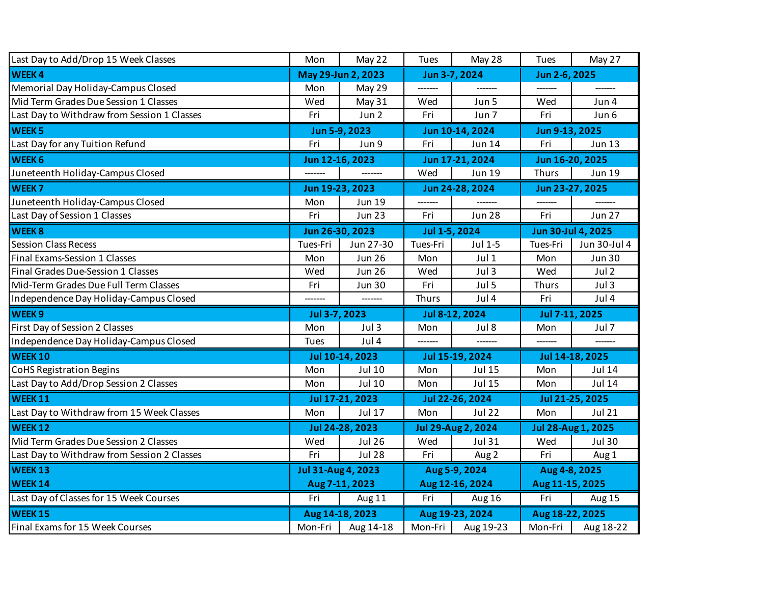| | | | | | | |
|---|---|---|---|---|---|---|
| Last Day to Add/Drop 15 Week Classes | Mon | May 22 | Tues | May 28 | Tues | May 27 |
| **WEEK 4** | **May 29-Jun 2, 2023** | | **Jun 3-7, 2024** | | **Jun 2-6, 2025** | |
| Memorial Day Holiday-Campus Closed | Mon | May 29 | ------- | ------- | ------- | ------- |
| Mid Term Grades Due Session 1 Classes | Wed | May 31 | Wed | Jun 5 | Wed | Jun 4 |
| Last Day to Withdraw from Session 1 Classes | Fri | Jun 2 | Fri | Jun 7 | Fri | Jun 6 |
| **WEEK 5** | **Jun 5-9, 2023** | | **Jun 10-14, 2024** | | **Jun 9-13, 2025** | |
| Last Day for any Tuition Refund | Fri | Jun 9 | Fri | Jun 14 | Fri | Jun 13 |
| **WEEK 6** | **Jun 12-16, 2023** | | **Jun 17-21, 2024** | | **Jun 16-20, 2025** | |
| Juneteenth Holiday-Campus Closed | ------- | ------- | Wed | Jun 19 | Thurs | Jun 19 |
| **WEEK 7** | **Jun 19-23, 2023** | | **Jun 24-28, 2024** | | **Jun 23-27, 2025** | |
| Juneteenth Holiday-Campus Closed | Mon | Jun 19 | ------- | ------- | ------- | ------- |
| Last Day of Session 1 Classes | Fri | Jun 23 | Fri | Jun 28 | Fri | Jun 27 |
| **WEEK 8** | **Jun 26-30, 2023** | | **Jul 1-5, 2024** | | **Jun 30-Jul 4, 2025** | |
| Session Class Recess | Tues-Fri | Jun 27-30 | Tues-Fri | Jul 1-5 | Tues-Fri | Jun 30-Jul 4 |
| Final Exams-Session 1 Classes | Mon | Jun 26 | Mon | Jul 1 | Mon | Jun 30 |
| Final Grades Due-Session 1 Classes | Wed | Jun 26 | Wed | Jul 3 | Wed | Jul 2 |
| Mid-Term Grades Due Full Term Classes | Fri | Jun 30 | Fri | Jul 5 | Thurs | Jul 3 |
| Independence Day Holiday-Campus Closed | ------- | ------- | Thurs | Jul 4 | Fri | Jul 4 |
| **WEEK 9** | **Jul 3-7, 2023** | | **Jul 8-12, 2024** | | **Jul 7-11, 2025** | |
| First Day of Session 2 Classes | Mon | Jul 3 | Mon | Jul 8 | Mon | Jul 7 |
| Independence Day Holiday-Campus Closed | Tues | Jul 4 | ------- | ------- | ------- | ------- |
| **WEEK 10** | **Jul 10-14, 2023** | | **Jul 15-19, 2024** | | **Jul 14-18, 2025** | |
| CoHS Registration Begins | Mon | Jul 10 | Mon | Jul 15 | Mon | Jul 14 |
| Last Day to Add/Drop Session 2 Classes | Mon | Jul 10 | Mon | Jul 15 | Mon | Jul 14 |
| **WEEK 11** | **Jul 17-21, 2023** | | **Jul 22-26, 2024** | | **Jul 21-25, 2025** | |
| Last Day to Withdraw from 15 Week Classes | Mon | Jul 17 | Mon | Jul 22 | Mon | Jul 21 |
| **WEEK 12** | **Jul 24-28, 2023** | | **Jul 29-Aug 2, 2024** | | **Jul 28-Aug 1, 2025** | |
| Mid Term Grades Due Session 2 Classes | Wed | Jul 26 | Wed | Jul 31 | Wed | Jul 30 |
| Last Day to Withdraw from Session 2 Classes | Fri | Jul 28 | Fri | Aug 2 | Fri | Aug 1 |
| **WEEK 13** | **Jul 31-Aug 4, 2023** | | **Aug 5-9, 2024** | | **Aug 4-8, 2025** | |
| **WEEK 14** | **Aug 7-11, 2023** | | **Aug 12-16, 2024** | | **Aug 11-15, 2025** | |
| Last Day of Classes for 15 Week Courses | Fri | Aug 11 | Fri | Aug 16 | Fri | Aug 15 |
| **WEEK 15** | **Aug 14-18, 2023** | | **Aug 19-23, 2024** | | **Aug 18-22, 2025** | |
| Final Exams for 15 Week Courses | Mon-Fri | Aug 14-18 | Mon-Fri | Aug 19-23 | Mon-Fri | Aug 18-22 |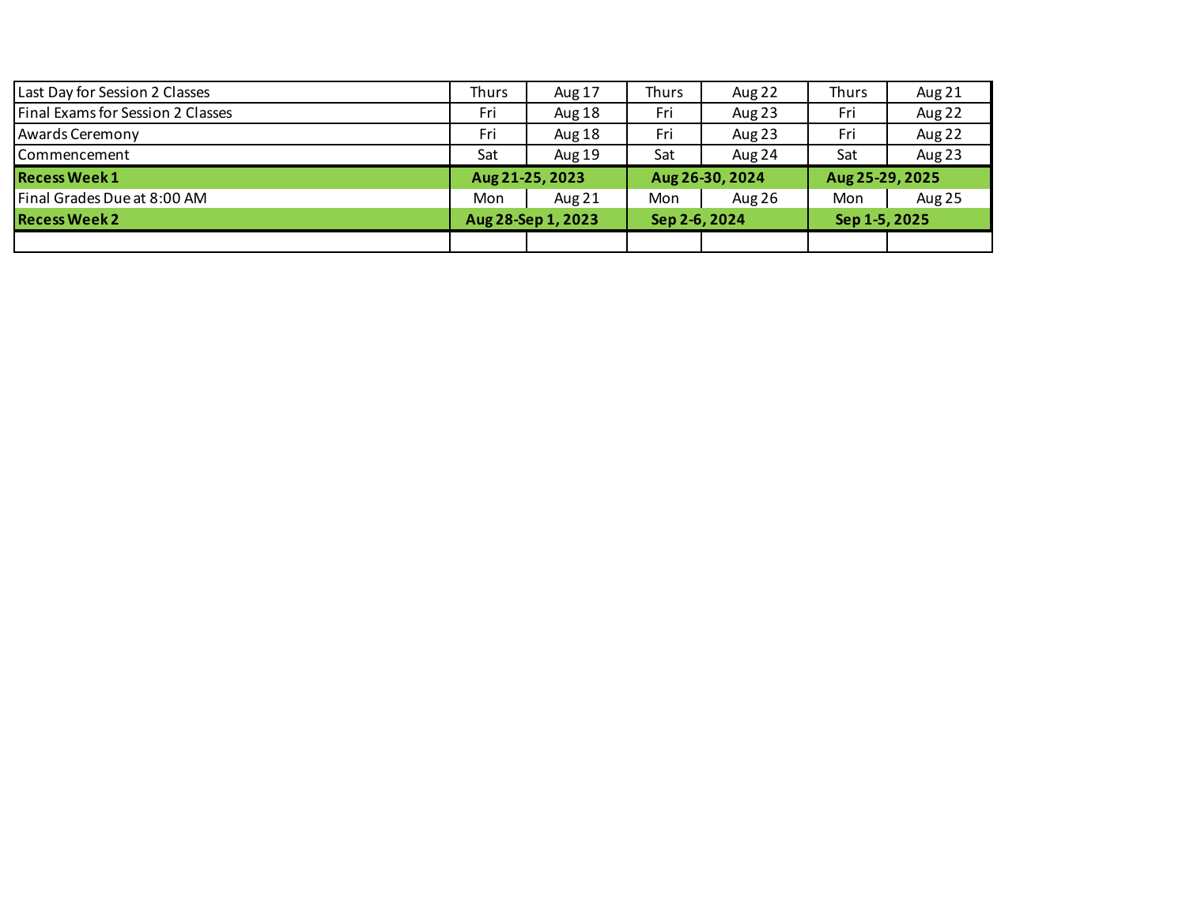| | | | | | | |
|---|---|---|---|---|---|---|
| Last Day for Session 2 Classes | Thurs | Aug 17 | Thurs | Aug 22 | Thurs | Aug 21 |
| Final Exams for Session 2 Classes | Fri | Aug 18 | Fri | Aug 23 | Fri | Aug 22 |
| Awards Ceremony | Fri | Aug 18 | Fri | Aug 23 | Fri | Aug 22 |
| Commencement | Sat | Aug 19 | Sat | Aug 24 | Sat | Aug 23 |
| **Recess Week 1** | **Aug 21-25, 2023** | | **Aug 26-30, 2024** | | **Aug 25-29, 2025** | |
| Final Grades Due at 8:00 AM | Mon | Aug 21 | Mon | Aug 26 | Mon | Aug 25 |
| **Recess Week 2** | **Aug 28-Sep 1, 2023** | | **Sep 2-6, 2024** | | **Sep 1-5, 2025** | |
| | | | | | | |